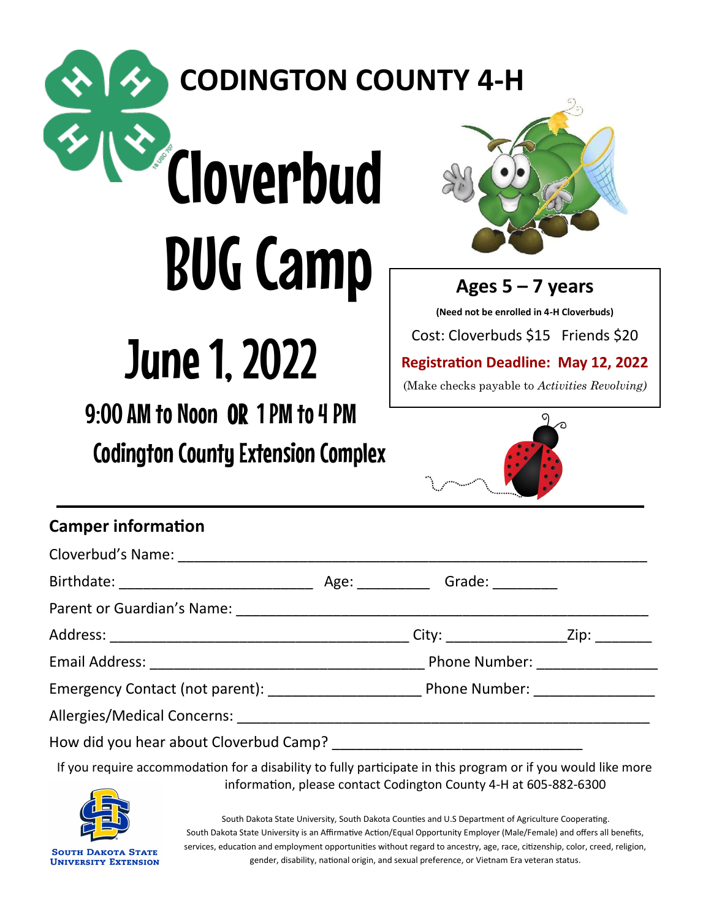# CODINGTON COUNTY 4-H

# Cloverbud BUG Camp

## June 1, 2022

### 9:00 AM to Noon OR 1 PM to 4 PM

### Codington County Extension Complex

**Ages 5 – 7 years**

**(Need not be enrolled in 4-H Cloverbuds)**

Cost: Cloverbuds $15 Friends $20

**Registration Deadline: May 12, 2022**

(Make checks payable to *Activities Revolving)*

---

## Camper information

Cloverbud's Name: ______________________________________________________

Birthdate: ______________________ Age: ________ Grade: ________

Parent or Guardian's Name: ______________________________________________

Address: __________________________________ City: _____________ Zip: _______

Email Address: ______________________________ Phone Number: ______________

Emergency Contact (not parent): _________________ Phone Number: ______________

Allergies/Medical Concerns: ______________________________________________

How did you hear about Cloverbud Camp? ____________________________

If you require accommodation for a disability to fully participate in this program or if you would like more information, please contact Codington County 4-H at 605-882-6300

South Dakota State University Extension

South Dakota State University, South Dakota Counties and U.S Department of Agriculture Cooperating. South Dakota State University is an Affirmative Action/Equal Opportunity Employer (Male/Female) and offers all benefits, services, education and employment opportunities without regard to ancestry, age, race, citizenship, color, creed, religion, gender, disability, national origin, and sexual preference, or Vietnam Era veteran status.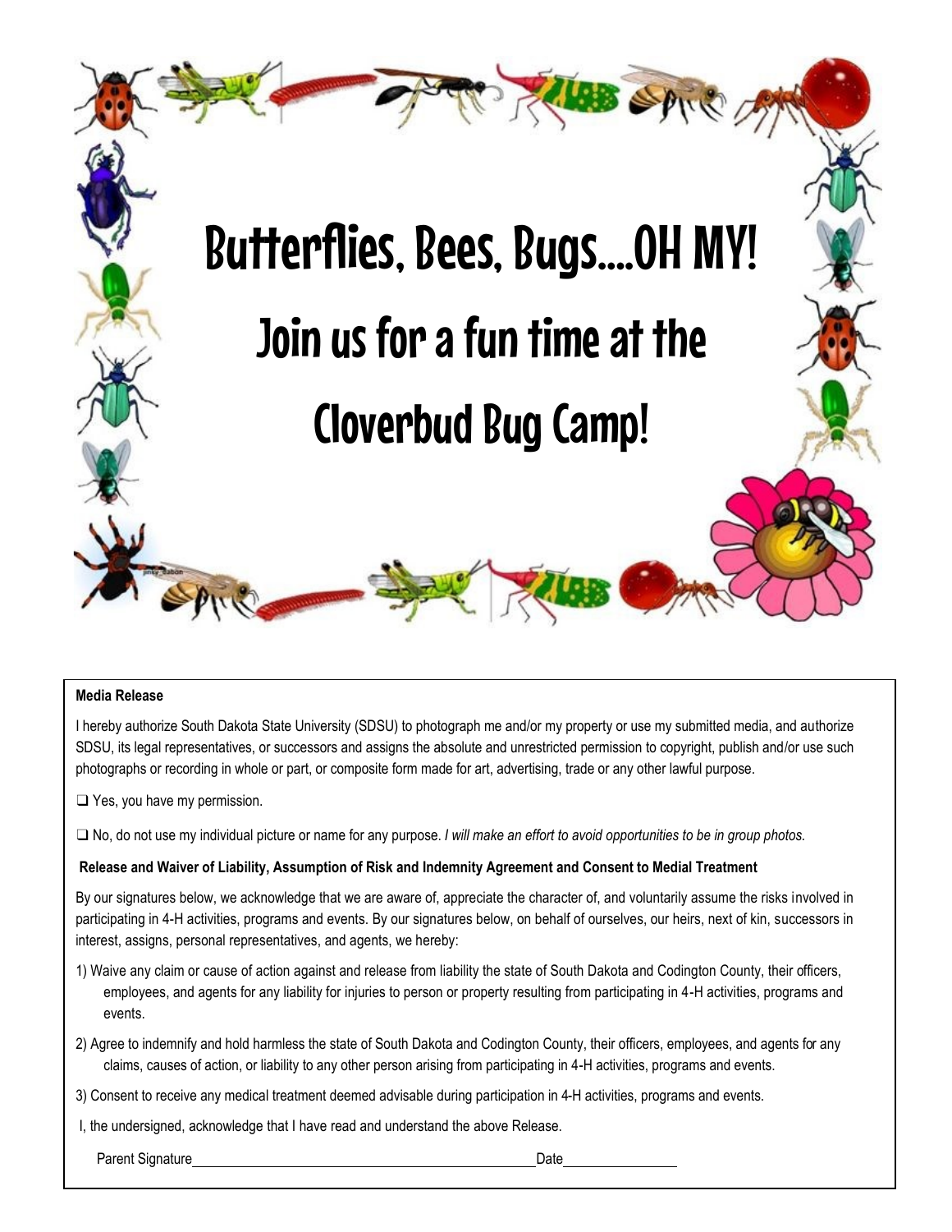# Butterflies, Bees, Bugs….OH MY!

# Join us for a fun time at the

# Cloverbud Bug Camp!

**Media Release**

I hereby authorize South Dakota State University (SDSU) to photograph me and/or my property or use my submitted media, and authorize SDSU, its legal representatives, or successors and assigns the absolute and unrestricted permission to copyright, publish and/or use such photographs or recording in whole or part, or composite form made for art, advertising, trade or any other lawful purpose.

❑ Yes, you have my permission.

❑ No, do not use my individual picture or name for any purpose. *I will make an effort to avoid opportunities to be in group photos.*

**Release and Waiver of Liability, Assumption of Risk and Indemnity Agreement and Consent to Medial Treatment**

By our signatures below, we acknowledge that we are aware of, appreciate the character of, and voluntarily assume the risks involved in participating in 4-H activities, programs and events. By our signatures below, on behalf of ourselves, our heirs, next of kin, successors in interest, assigns, personal representatives, and agents, we hereby:

1) Waive any claim or cause of action against and release from liability the state of South Dakota and Codington County, their officers, employees, and agents for any liability for injuries to person or property resulting from participating in 4-H activities, programs and events.

2) Agree to indemnify and hold harmless the state of South Dakota and Codington County, their officers, employees, and agents for any claims, causes of action, or liability to any other person arising from participating in 4-H activities, programs and events.

3) Consent to receive any medical treatment deemed advisable during participation in 4-H activities, programs and events.

I, the undersigned, acknowledge that I have read and understand the above Release.

Parent Signature________________________________________________Date________________